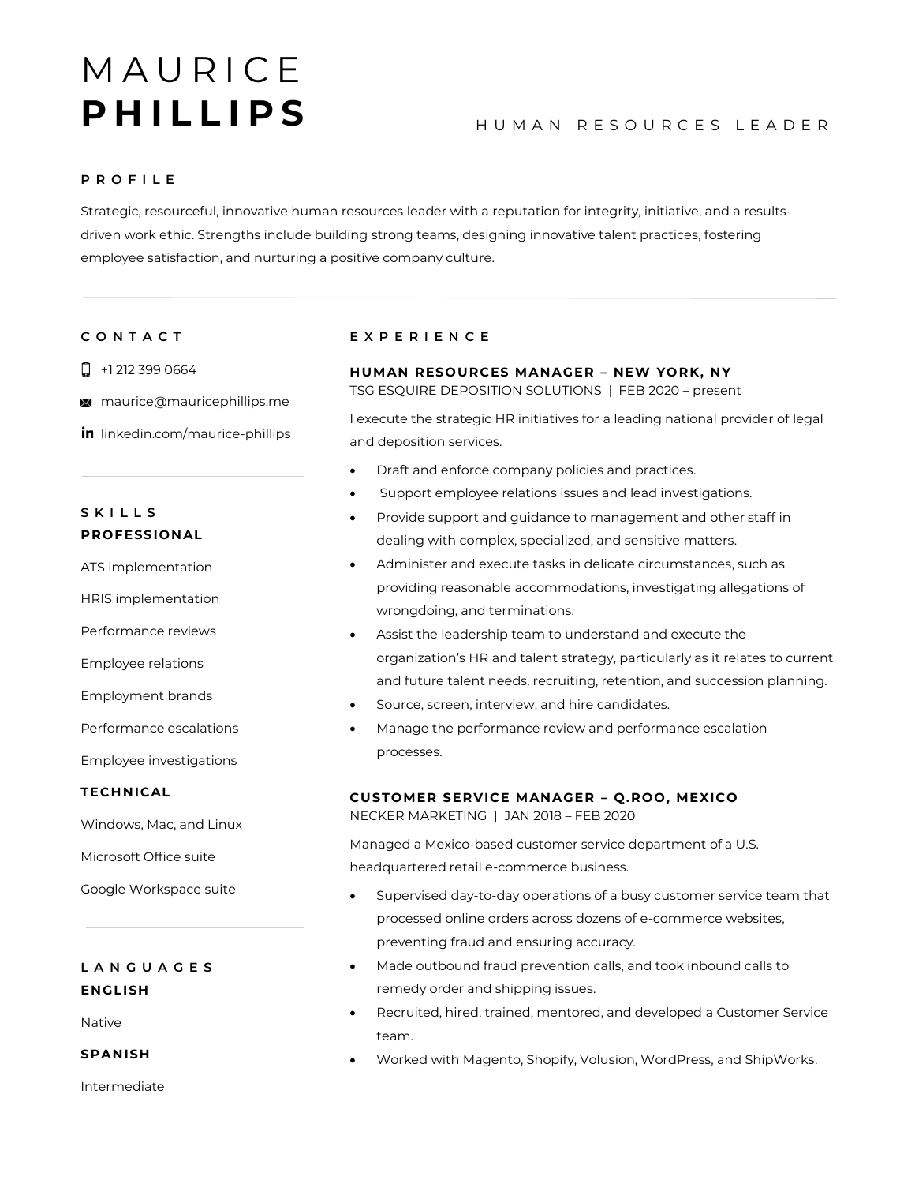# MAURICE **PHILLIPS**

HUMAN RESOURCES LEADER

## PROFILE

Strategic, resourceful, innovative human resources leader with a reputation for integrity, initiative, and a results-driven work ethic. Strengths include building strong teams, designing innovative talent practices, fostering employee satisfaction, and nurturing a positive company culture.

## CONTACT

+1 212 399 0664

maurice@mauricephillips.me

linkedin.com/maurice-phillips

## SKILLS

### PROFESSIONAL

ATS implementation

HRIS implementation

Performance reviews

Employee relations

Employment brands

Performance escalations

Employee investigations

### TECHNICAL

Windows, Mac, and Linux

Microsoft Office suite

Google Workspace suite

## LANGUAGES

### ENGLISH

Native

### SPANISH

Intermediate

## EXPERIENCE

### HUMAN RESOURCES MANAGER – NEW YORK, NY

TSG ESQUIRE DEPOSITION SOLUTIONS | FEB 2020 – present

I execute the strategic HR initiatives for a leading national provider of legal and deposition services.

- Draft and enforce company policies and practices.
- Support employee relations issues and lead investigations.
- Provide support and guidance to management and other staff in dealing with complex, specialized, and sensitive matters.
- Administer and execute tasks in delicate circumstances, such as providing reasonable accommodations, investigating allegations of wrongdoing, and terminations.
- Assist the leadership team to understand and execute the organization's HR and talent strategy, particularly as it relates to current and future talent needs, recruiting, retention, and succession planning.
- Source, screen, interview, and hire candidates.
- Manage the performance review and performance escalation processes.

### CUSTOMER SERVICE MANAGER – Q.ROO, MEXICO

NECKER MARKETING | JAN 2018 – FEB 2020

Managed a Mexico-based customer service department of a U.S. headquartered retail e-commerce business.

- Supervised day-to-day operations of a busy customer service team that processed online orders across dozens of e-commerce websites, preventing fraud and ensuring accuracy.
- Made outbound fraud prevention calls, and took inbound calls to remedy order and shipping issues.
- Recruited, hired, trained, mentored, and developed a Customer Service team.
- Worked with Magento, Shopify, Volusion, WordPress, and ShipWorks.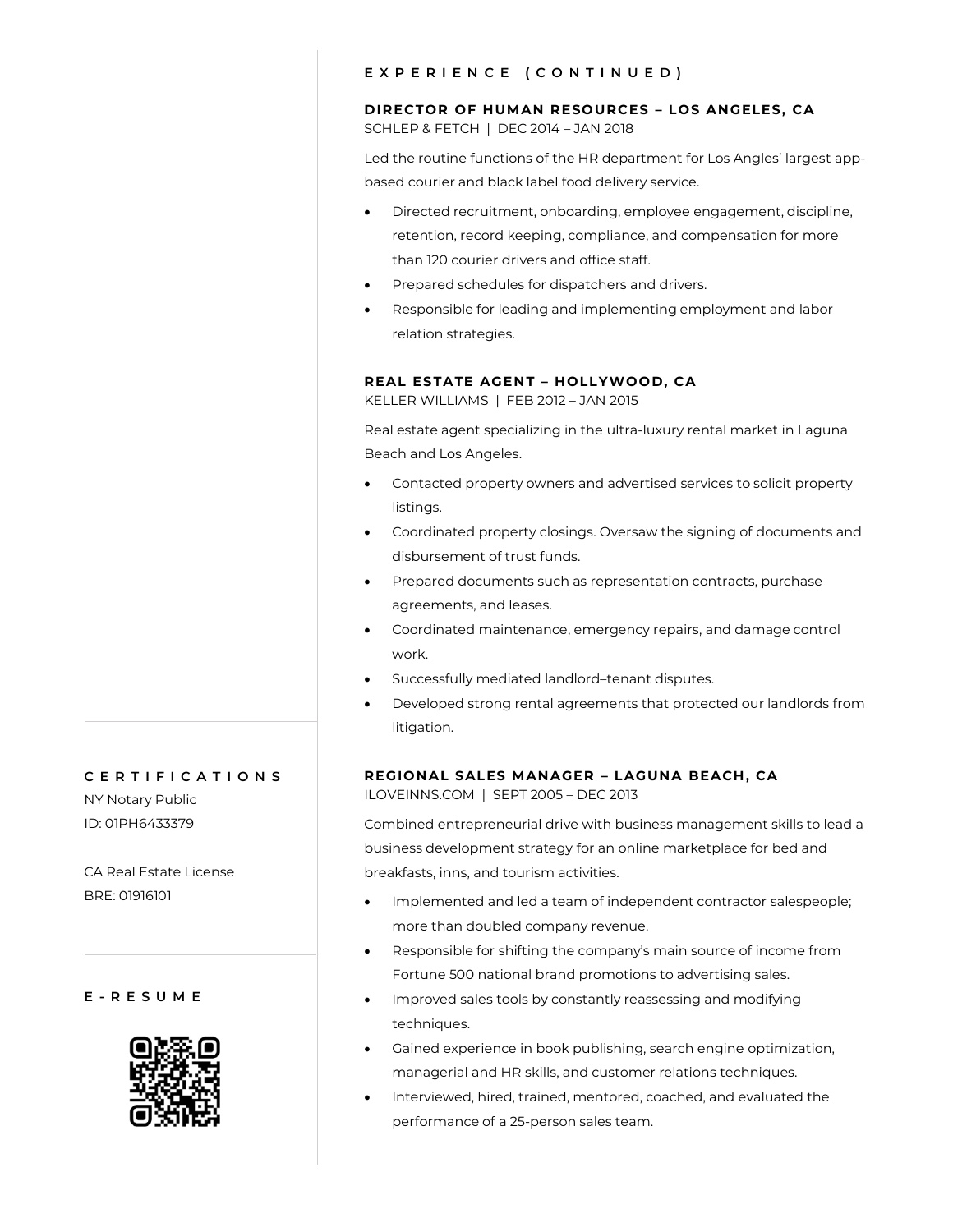## EXPERIENCE (CONTINUED)

### DIRECTOR OF HUMAN RESOURCES – LOS ANGELES, CA
SCHLEP & FETCH | DEC 2014 – JAN 2018

Led the routine functions of the HR department for Los Angles' largest app-based courier and black label food delivery service.

- Directed recruitment, onboarding, employee engagement, discipline, retention, record keeping, compliance, and compensation for more than 120 courier drivers and office staff.
- Prepared schedules for dispatchers and drivers.
- Responsible for leading and implementing employment and labor relation strategies.

### REAL ESTATE AGENT – HOLLYWOOD, CA
KELLER WILLIAMS | FEB 2012 – JAN 2015

Real estate agent specializing in the ultra-luxury rental market in Laguna Beach and Los Angeles.

- Contacted property owners and advertised services to solicit property listings.
- Coordinated property closings. Oversaw the signing of documents and disbursement of trust funds.
- Prepared documents such as representation contracts, purchase agreements, and leases.
- Coordinated maintenance, emergency repairs, and damage control work.
- Successfully mediated landlord–tenant disputes.
- Developed strong rental agreements that protected our landlords from litigation.

### REGIONAL SALES MANAGER – LAGUNA BEACH, CA
ILOVEINNS.COM | SEPT 2005 – DEC 2013

Combined entrepreneurial drive with business management skills to lead a business development strategy for an online marketplace for bed and breakfasts, inns, and tourism activities.

- Implemented and led a team of independent contractor salespeople; more than doubled company revenue.
- Responsible for shifting the company's main source of income from Fortune 500 national brand promotions to advertising sales.
- Improved sales tools by constantly reassessing and modifying techniques.
- Gained experience in book publishing, search engine optimization, managerial and HR skills, and customer relations techniques.
- Interviewed, hired, trained, mentored, coached, and evaluated the performance of a 25-person sales team.

## CERTIFICATIONS

NY Notary Public
ID: 01PH6433379

CA Real Estate License
BRE: 01916101

## E-RESUME